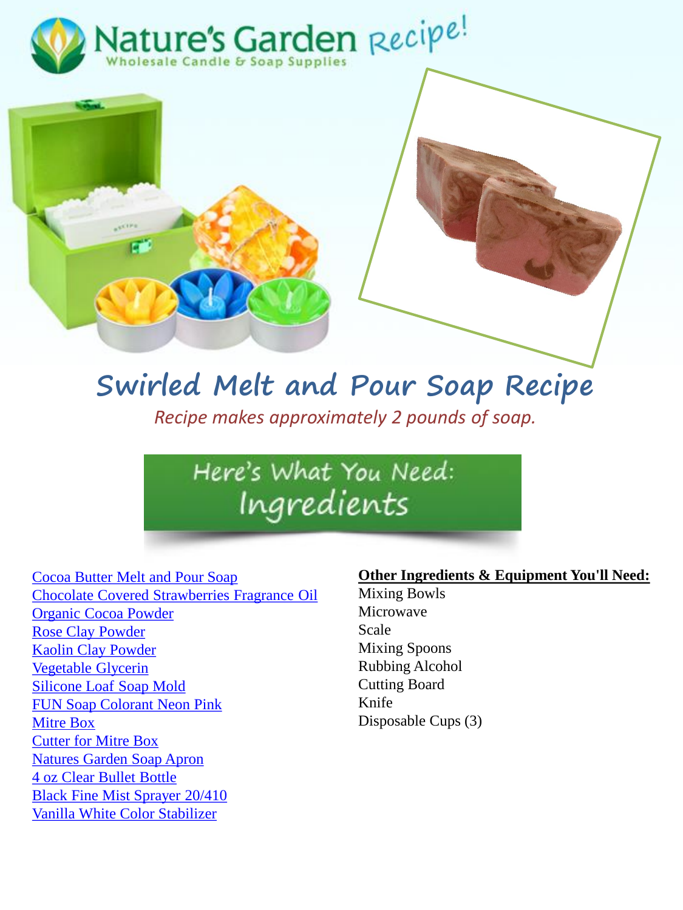Nature's Garden Recipe!

Wholesale Candle & Soap Supplies

# Swirled Melt and Pour Soap Recipe

*Recipe makes approximately 2 pounds of soap.*

## Here's What You Need: Ingredients

- Cocoa Butter Melt and Pour Soap
- Chocolate Covered Strawberries Fragrance Oil
- Organic Cocoa Powder
- Rose Clay Powder
- Kaolin Clay Powder
- Vegetable Glycerin
- Silicone Loaf Soap Mold
- FUN Soap Colorant Neon Pink
- Mitre Box
- Cutter for Mitre Box
- Natures Garden Soap Apron
- 4 oz Clear Bullet Bottle
- Black Fine Mist Sprayer 20/410
- Vanilla White Color Stabilizer

**Other Ingredients & Equipment You'll Need:**

- Mixing Bowls
- Microwave
- Scale
- Mixing Spoons
- Rubbing Alcohol
- Cutting Board
- Knife
- Disposable Cups (3)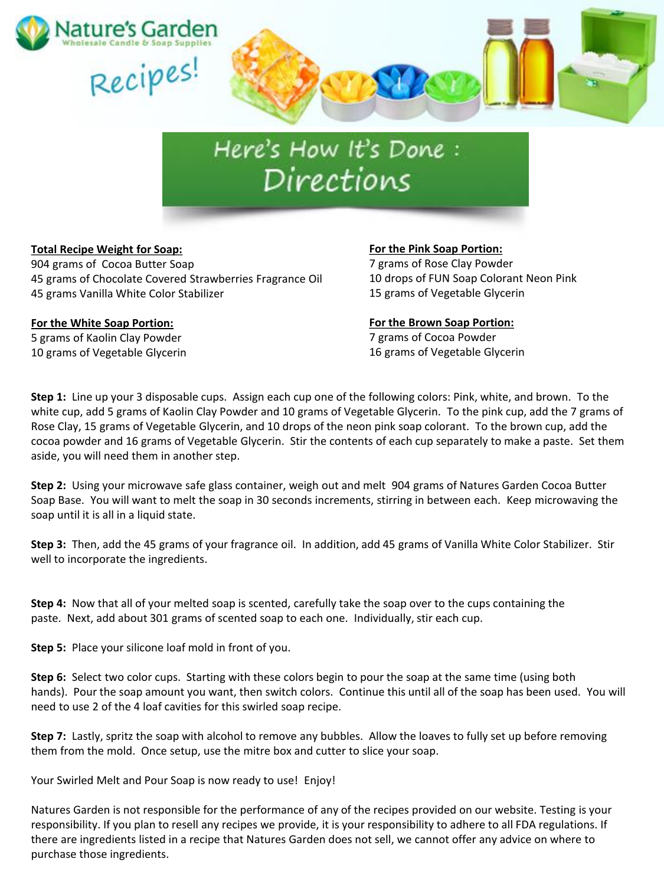# Here's How It's Done : Directions

**Total Recipe Weight for Soap:**
904 grams of Cocoa Butter Soap
45 grams of Chocolate Covered Strawberries Fragrance Oil
45 grams Vanilla White Color Stabilizer

**For the White Soap Portion:**
5 grams of Kaolin Clay Powder
10 grams of Vegetable Glycerin

**For the Pink Soap Portion:**
7 grams of Rose Clay Powder
10 drops of FUN Soap Colorant Neon Pink
15 grams of Vegetable Glycerin

**For the Brown Soap Portion:**
7 grams of Cocoa Powder
16 grams of Vegetable Glycerin

**Step 1:** Line up your 3 disposable cups. Assign each cup one of the following colors: Pink, white, and brown. To the white cup, add 5 grams of Kaolin Clay Powder and 10 grams of Vegetable Glycerin. To the pink cup, add the 7 grams of Rose Clay, 15 grams of Vegetable Glycerin, and 10 drops of the neon pink soap colorant. To the brown cup, add the cocoa powder and 16 grams of Vegetable Glycerin. Stir the contents of each cup separately to make a paste. Set them aside, you will need them in another step.

**Step 2:** Using your microwave safe glass container, weigh out and melt 904 grams of Natures Garden Cocoa Butter Soap Base. You will want to melt the soap in 30 seconds increments, stirring in between each. Keep microwaving the soap until it is all in a liquid state.

**Step 3:** Then, add the 45 grams of your fragrance oil. In addition, add 45 grams of Vanilla White Color Stabilizer. Stir well to incorporate the ingredients.

**Step 4:** Now that all of your melted soap is scented, carefully take the soap over to the cups containing the paste. Next, add about 301 grams of scented soap to each one. Individually, stir each cup.

**Step 5:** Place your silicone loaf mold in front of you.

**Step 6:** Select two color cups. Starting with these colors begin to pour the soap at the same time (using both hands). Pour the soap amount you want, then switch colors. Continue this until all of the soap has been used. You will need to use 2 of the 4 loaf cavities for this swirled soap recipe.

**Step 7:** Lastly, spritz the soap with alcohol to remove any bubbles. Allow the loaves to fully set up before removing them from the mold. Once setup, use the mitre box and cutter to slice your soap.

Your Swirled Melt and Pour Soap is now ready to use! Enjoy!

Natures Garden is not responsible for the performance of any of the recipes provided on our website. Testing is your responsibility. If you plan to resell any recipes we provide, it is your responsibility to adhere to all FDA regulations. If there are ingredients listed in a recipe that Natures Garden does not sell, we cannot offer any advice on where to purchase those ingredients.